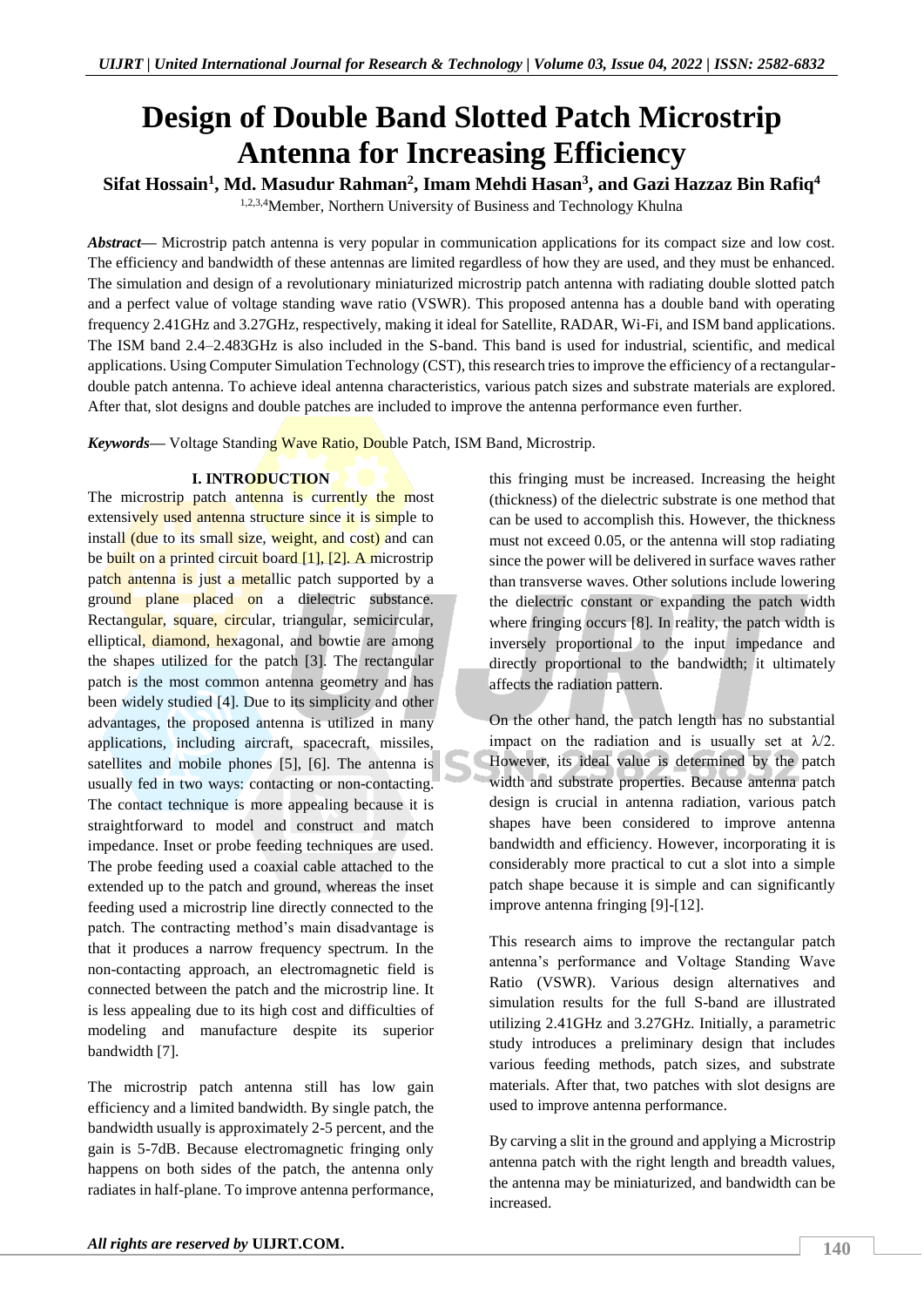# Design of Double Band Slotted Patch Microstrip Antenna for Increasing Efficiency

**Sifat Hossain[1], Md. Masudur Rahman[2], Imam Mehdi Hasan[3], and Gazi Hazzaz Bin Rafiq[4]**

[1,2,3,4]Member, Northern University of Business and Technology Khulna

***Abstract*****—** Microstrip patch antenna is very popular in communication applications for its compact size and low cost. The efficiency and bandwidth of these antennas are limited regardless of how they are used, and they must be enhanced. The simulation and design of a revolutionary miniaturized microstrip patch antenna with radiating double slotted patch and a perfect value of voltage standing wave ratio (VSWR). This proposed antenna has a double band with operating frequency 2.41GHz and 3.27GHz, respectively, making it ideal for Satellite, RADAR, Wi-Fi, and ISM band applications. The ISM band 2.4–2.483GHz is also included in the S-band. This band is used for industrial, scientific, and medical applications. Using Computer Simulation Technology (CST), this research tries to improve the efficiency of a rectangular-double patch antenna. To achieve ideal antenna characteristics, various patch sizes and substrate materials are explored. After that, slot designs and double patches are included to improve the antenna performance even further.

***Keywords*****—** Voltage Standing Wave Ratio, Double Patch, ISM Band, Microstrip.

## I. INTRODUCTION

The microstrip patch antenna is currently the most extensively used antenna structure since it is simple to install (due to its small size, weight, and cost) and can be built on a printed circuit board [1], [2]. A microstrip patch antenna is just a metallic patch supported by a ground plane placed on a dielectric substance. Rectangular, square, circular, triangular, semicircular, elliptical, diamond, hexagonal, and bowtie are among the shapes utilized for the patch [3]. The rectangular patch is the most common antenna geometry and has been widely studied [4]. Due to its simplicity and other advantages, the proposed antenna is utilized in many applications, including aircraft, spacecraft, missiles, satellites and mobile phones [5], [6]. The antenna is usually fed in two ways: contacting or non-contacting. The contact technique is more appealing because it is straightforward to model and construct and match impedance. Inset or probe feeding techniques are used. The probe feeding used a coaxial cable attached to the extended up to the patch and ground, whereas the inset feeding used a microstrip line directly connected to the patch. The contracting method's main disadvantage is that it produces a narrow frequency spectrum. In the non-contacting approach, an electromagnetic field is connected between the patch and the microstrip line. It is less appealing due to its high cost and difficulties of modeling and manufacture despite its superior bandwidth [7].

The microstrip patch antenna still has low gain efficiency and a limited bandwidth. By single patch, the bandwidth usually is approximately 2-5 percent, and the gain is 5-7dB. Because electromagnetic fringing only happens on both sides of the patch, the antenna only radiates in half-plane. To improve antenna performance, this fringing must be increased. Increasing the height (thickness) of the dielectric substrate is one method that can be used to accomplish this. However, the thickness must not exceed 0.05, or the antenna will stop radiating since the power will be delivered in surface waves rather than transverse waves. Other solutions include lowering the dielectric constant or expanding the patch width where fringing occurs [8]. In reality, the patch width is inversely proportional to the input impedance and directly proportional to the bandwidth; it ultimately affects the radiation pattern.

On the other hand, the patch length has no substantial impact on the radiation and is usually set at $\lambda/2$. However, its ideal value is determined by the patch width and substrate properties. Because antenna patch design is crucial in antenna radiation, various patch shapes have been considered to improve antenna bandwidth and efficiency. However, incorporating it is considerably more practical to cut a slot into a simple patch shape because it is simple and can significantly improve antenna fringing [9]-[12].

This research aims to improve the rectangular patch antenna's performance and Voltage Standing Wave Ratio (VSWR). Various design alternatives and simulation results for the full S-band are illustrated utilizing 2.41GHz and 3.27GHz. Initially, a parametric study introduces a preliminary design that includes various feeding methods, patch sizes, and substrate materials. After that, two patches with slot designs are used to improve antenna performance.

By carving a slit in the ground and applying a Microstrip antenna patch with the right length and breadth values, the antenna may be miniaturized, and bandwidth can be increased.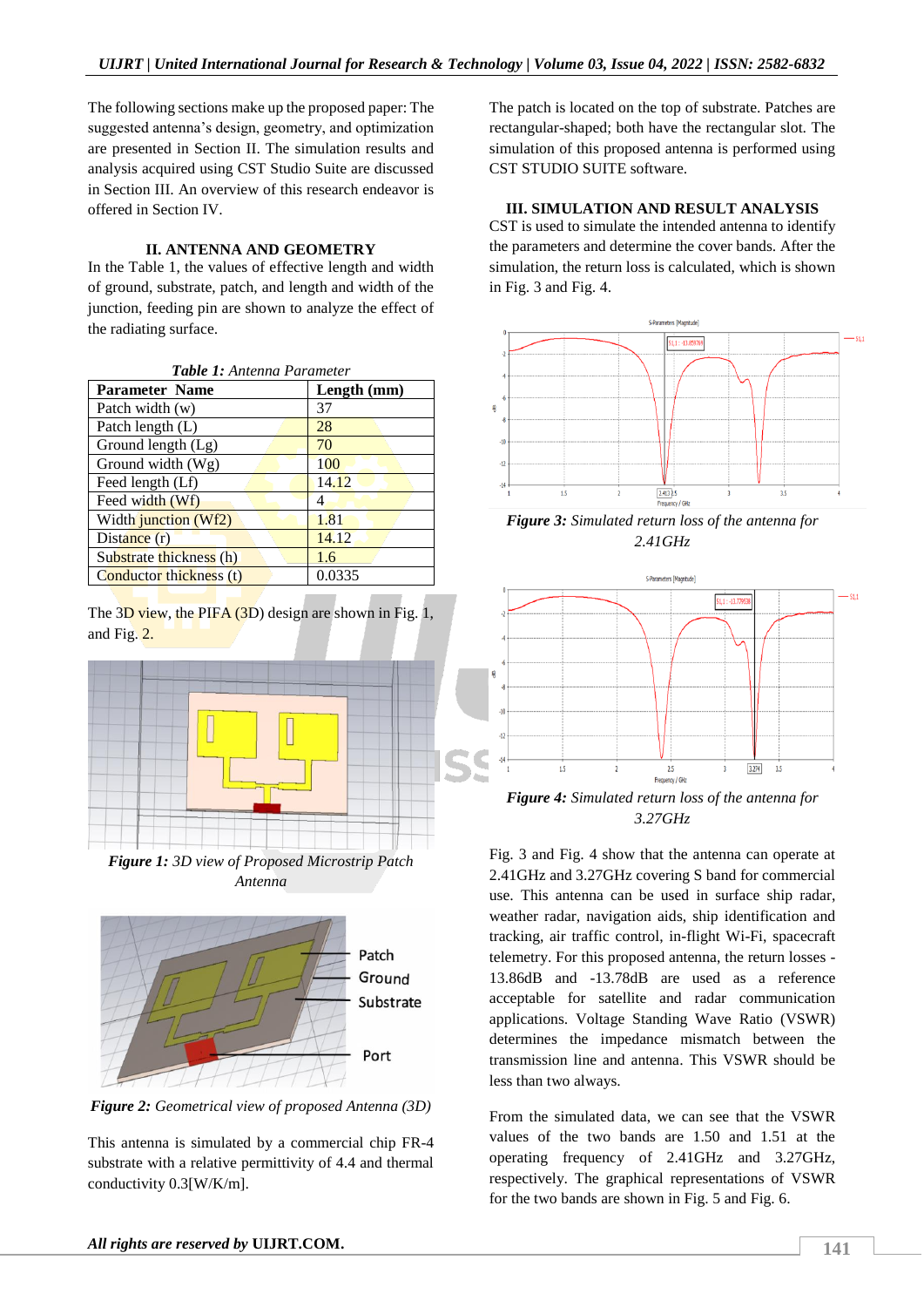The following sections make up the proposed paper: The suggested antenna's design, geometry, and optimization are presented in Section II. The simulation results and analysis acquired using CST Studio Suite are discussed in Section III. An overview of this research endeavor is offered in Section IV.

## II. ANTENNA AND GEOMETRY

In the Table 1, the values of effective length and width of ground, substrate, patch, and length and width of the junction, feeding pin are shown to analyze the effect of the radiating surface.

***Table 1:*** *Antenna Parameter*

| Parameter Name | Length (mm) |
|---|---|
| Patch width (w) | 37 |
| Patch length (L) | 28 |
| Ground length (Lg) | 70 |
| Ground width (Wg) | 100 |
| Feed length (Lf) | 14.12 |
| Feed width (Wf) | 4 |
| Width junction (Wf2) | 1.81 |
| Distance (r) | 14.12 |
| Substrate thickness (h) | 1.6 |
| Conductor thickness (t) | 0.0335 |

The 3D view, the PIFA (3D) design are shown in Fig. 1, and Fig. 2.

***Figure 1:*** *3D view of Proposed Microstrip Patch Antenna*

***Figure 2:*** *Geometrical view of proposed Antenna (3D)*

This antenna is simulated by a commercial chip FR-4 substrate with a relative permittivity of 4.4 and thermal conductivity 0.3[W/K/m].

The patch is located on the top of substrate. Patches are rectangular-shaped; both have the rectangular slot. The simulation of this proposed antenna is performed using CST STUDIO SUITE software.

## III. SIMULATION AND RESULT ANALYSIS

CST is used to simulate the intended antenna to identify the parameters and determine the cover bands. After the simulation, the return loss is calculated, which is shown in Fig. 3 and Fig. 4.

***Figure 3:*** *Simulated return loss of the antenna for 2.41GHz*

***Figure 4:*** *Simulated return loss of the antenna for 3.27GHz*

Fig. 3 and Fig. 4 show that the antenna can operate at 2.41GHz and 3.27GHz covering S band for commercial use. This antenna can be used in surface ship radar, weather radar, navigation aids, ship identification and tracking, air traffic control, in-flight Wi-Fi, spacecraft telemetry. For this proposed antenna, the return losses -13.86dB and -13.78dB are used as a reference acceptable for satellite and radar communication applications. Voltage Standing Wave Ratio (VSWR) determines the impedance mismatch between the transmission line and antenna. This VSWR should be less than two always.

From the simulated data, we can see that the VSWR values of the two bands are 1.50 and 1.51 at the operating frequency of 2.41GHz and 3.27GHz, respectively. The graphical representations of VSWR for the two bands are shown in Fig. 5 and Fig. 6.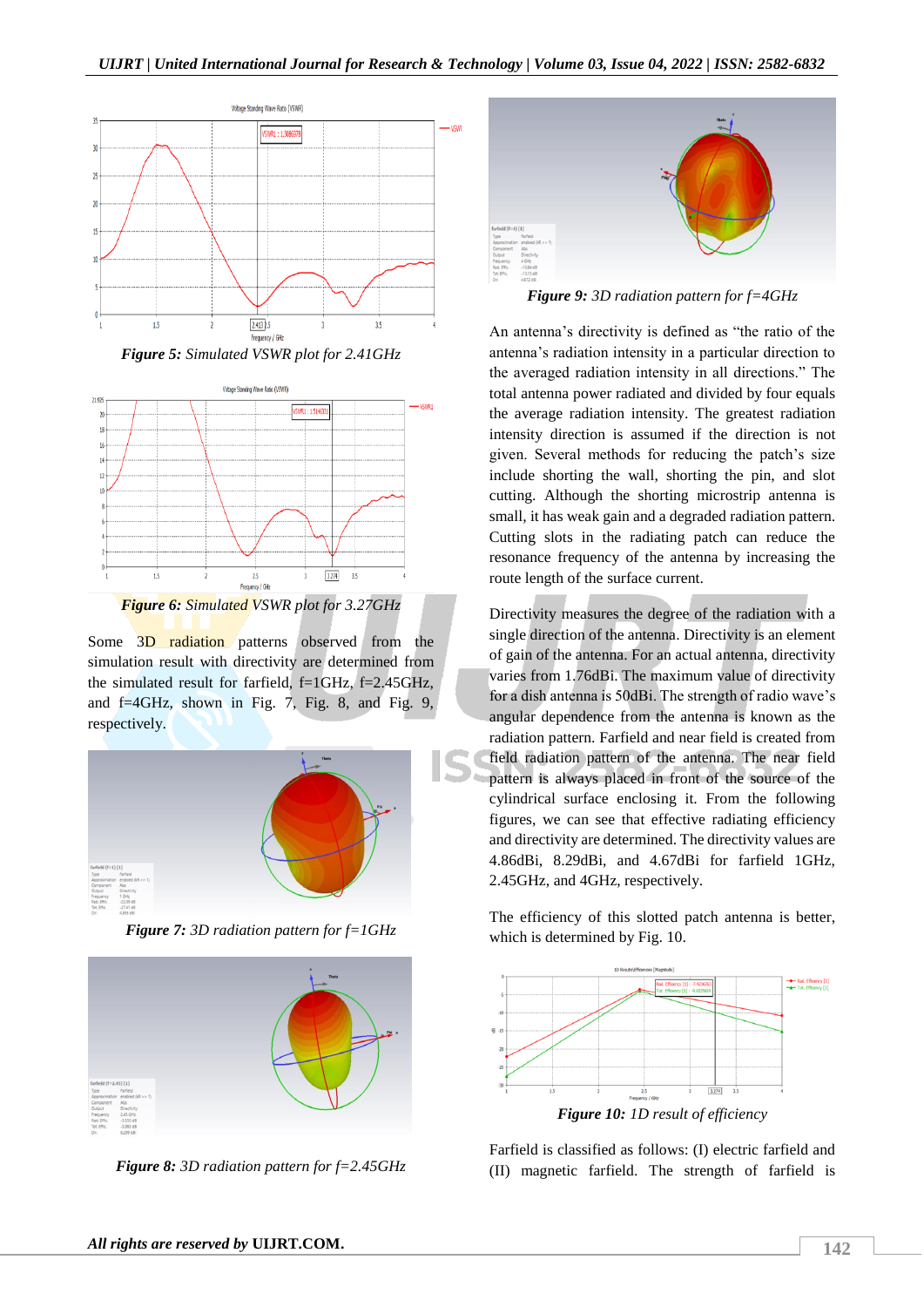*Figure 5: Simulated VSWR plot for 2.41GHz*

*Figure 6: Simulated VSWR plot for 3.27GHz*

Some 3D radiation patterns observed from the simulation result with directivity are determined from the simulated result for farfield, f=1GHz, f=2.45GHz, and f=4GHz, shown in Fig. 7, Fig. 8, and Fig. 9, respectively.

*Figure 7: 3D radiation pattern for f=1GHz*

*Figure 8: 3D radiation pattern for f=2.45GHz*

*Figure 9: 3D radiation pattern for f=4GHz*

An antenna's directivity is defined as "the ratio of the antenna's radiation intensity in a particular direction to the averaged radiation intensity in all directions." The total antenna power radiated and divided by four equals the average radiation intensity. The greatest radiation intensity direction is assumed if the direction is not given. Several methods for reducing the patch's size include shorting the wall, shorting the pin, and slot cutting. Although the shorting microstrip antenna is small, it has weak gain and a degraded radiation pattern. Cutting slots in the radiating patch can reduce the resonance frequency of the antenna by increasing the route length of the surface current.

Directivity measures the degree of the radiation with a single direction of the antenna. Directivity is an element of gain of the antenna. For an actual antenna, directivity varies from 1.76dBi. The maximum value of directivity for a dish antenna is 50dBi. The strength of radio wave's angular dependence from the antenna is known as the radiation pattern. Farfield and near field is created from field radiation pattern of the antenna. The near field pattern is always placed in front of the source of the cylindrical surface enclosing it. From the following figures, we can see that effective radiating efficiency and directivity are determined. The directivity values are 4.86dBi, 8.29dBi, and 4.67dBi for farfield 1GHz, 2.45GHz, and 4GHz, respectively.

The efficiency of this slotted patch antenna is better, which is determined by Fig. 10.

*Figure 10: 1D result of efficiency*

Farfield is classified as follows: (I) electric farfield and (II) magnetic farfield. The strength of farfield is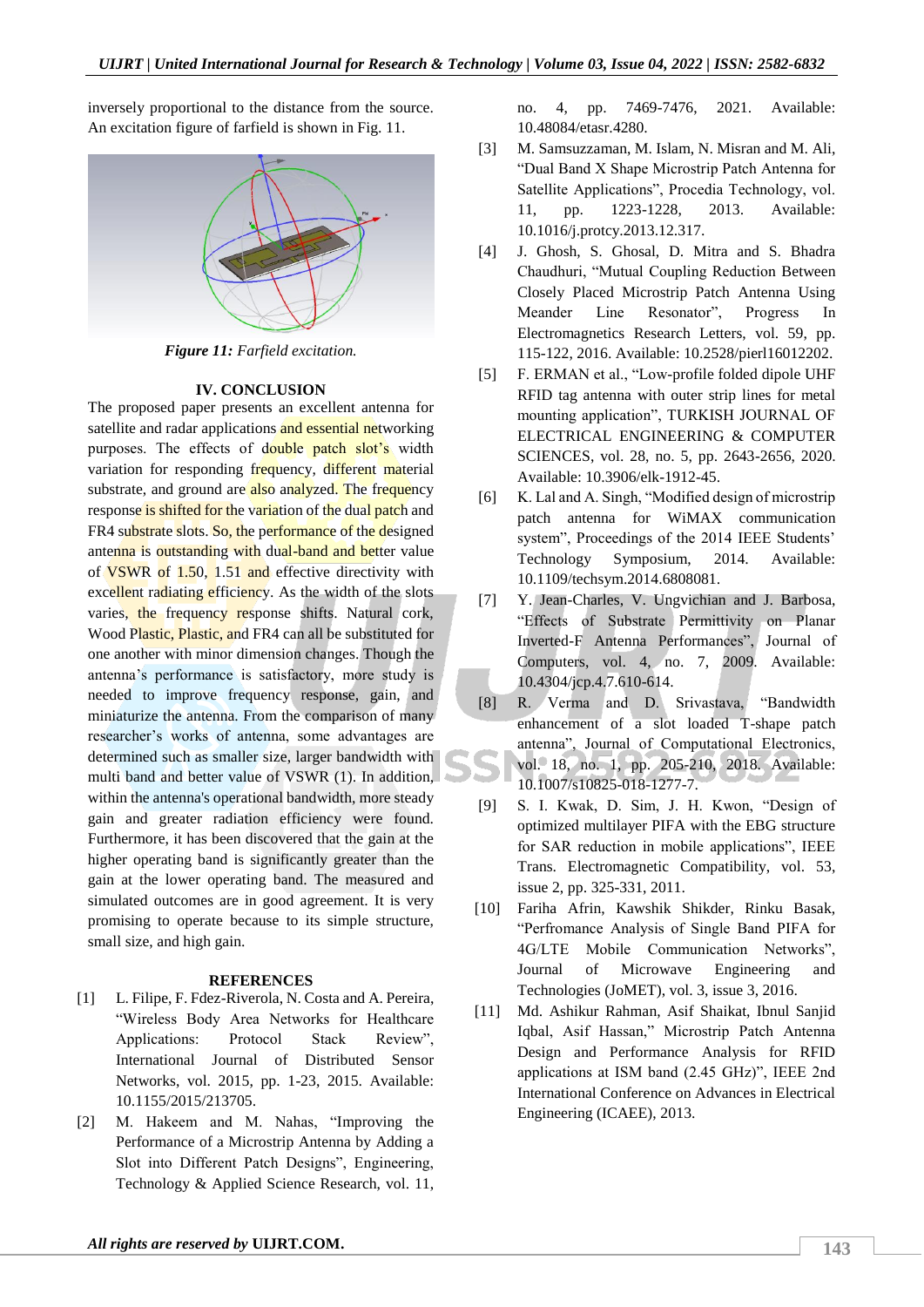inversely proportional to the distance from the source. An excitation figure of farfield is shown in Fig. 11.

***Figure 11:*** *Farfield excitation.*

## IV. CONCLUSION

The proposed paper presents an excellent antenna for satellite and radar applications and essential networking purposes. The effects of double patch slot's width variation for responding frequency, different material substrate, and ground are also analyzed. The frequency response is shifted for the variation of the dual patch and FR4 substrate slots. So, the performance of the designed antenna is outstanding with dual-band and better value of VSWR of 1.50, 1.51 and effective directivity with excellent radiating efficiency. As the width of the slots varies, the frequency response shifts. Natural cork, Wood Plastic, Plastic, and FR4 can all be substituted for one another with minor dimension changes. Though the antenna's performance is satisfactory, more study is needed to improve frequency response, gain, and miniaturize the antenna. From the comparison of many researcher's works of antenna, some advantages are determined such as smaller size, larger bandwidth with multi band and better value of VSWR (1). In addition, within the antenna's operational bandwidth, more steady gain and greater radiation efficiency were found. Furthermore, it has been discovered that the gain at the higher operating band is significantly greater than the gain at the lower operating band. The measured and simulated outcomes are in good agreement. It is very promising to operate because to its simple structure, small size, and high gain.

## REFERENCES

[1] L. Filipe, F. Fdez-Riverola, N. Costa and A. Pereira, "Wireless Body Area Networks for Healthcare Applications: Protocol Stack Review", International Journal of Distributed Sensor Networks, vol. 2015, pp. 1-23, 2015. Available: 10.1155/2015/213705.

[2] M. Hakeem and M. Nahas, "Improving the Performance of a Microstrip Antenna by Adding a Slot into Different Patch Designs", Engineering, Technology & Applied Science Research, vol. 11, no. 4, pp. 7469-7476, 2021. Available: 10.48084/etasr.4280.

[3] M. Samsuzzaman, M. Islam, N. Misran and M. Ali, "Dual Band X Shape Microstrip Patch Antenna for Satellite Applications", Procedia Technology, vol. 11, pp. 1223-1228, 2013. Available: 10.1016/j.protcy.2013.12.317.

[4] J. Ghosh, S. Ghosal, D. Mitra and S. Bhadra Chaudhuri, "Mutual Coupling Reduction Between Closely Placed Microstrip Patch Antenna Using Meander Line Resonator", Progress In Electromagnetics Research Letters, vol. 59, pp. 115-122, 2016. Available: 10.2528/pierl16012202.

[5] F. ERMAN et al., "Low-profile folded dipole UHF RFID tag antenna with outer strip lines for metal mounting application", TURKISH JOURNAL OF ELECTRICAL ENGINEERING & COMPUTER SCIENCES, vol. 28, no. 5, pp. 2643-2656, 2020. Available: 10.3906/elk-1912-45.

[6] K. Lal and A. Singh, "Modified design of microstrip patch antenna for WiMAX communication system", Proceedings of the 2014 IEEE Students' Technology Symposium, 2014. Available: 10.1109/techsym.2014.6808081.

[7] Y. Jean-Charles, V. Ungvichian and J. Barbosa, "Effects of Substrate Permittivity on Planar Inverted-F Antenna Performances", Journal of Computers, vol. 4, no. 7, 2009. Available: 10.4304/jcp.4.7.610-614.

[8] R. Verma and D. Srivastava, "Bandwidth enhancement of a slot loaded T-shape patch antenna", Journal of Computational Electronics, vol. 18, no. 1, pp. 205-210, 2018. Available: 10.1007/s10825-018-1277-7.

[9] S. I. Kwak, D. Sim, J. H. Kwon, "Design of optimized multilayer PIFA with the EBG structure for SAR reduction in mobile applications", IEEE Trans. Electromagnetic Compatibility, vol. 53, issue 2, pp. 325-331, 2011.

[10] Fariha Afrin, Kawshik Shikder, Rinku Basak, "Perfromance Analysis of Single Band PIFA for 4G/LTE Mobile Communication Networks", Journal of Microwave Engineering and Technologies (JoMET), vol. 3, issue 3, 2016.

[11] Md. Ashikur Rahman, Asif Shaikat, Ibnul Sanjid Iqbal, Asif Hassan," Microstrip Patch Antenna Design and Performance Analysis for RFID applications at ISM band (2.45 GHz)", IEEE 2nd International Conference on Advances in Electrical Engineering (ICAEE), 2013.